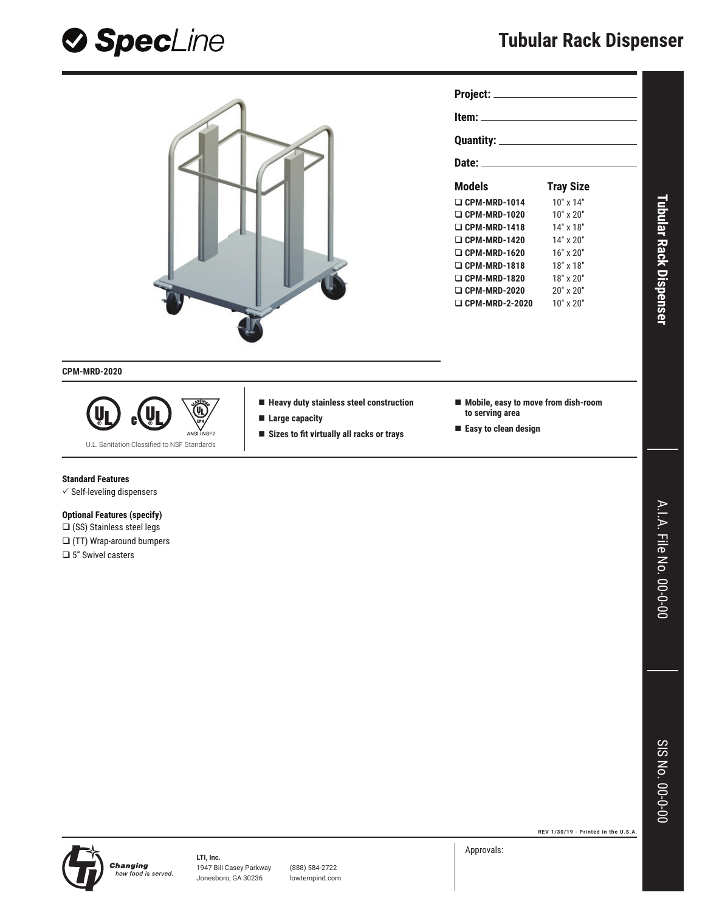# SpecLine

# Tubular Rack Dispenser

**Project:** ______________________

**Item:** ______________________

**Quantity:** ______________________

**Date:** ______________________

| Models | Tray Size |
|---|---|
| ❑ CPM-MRD-1014 | 10" x 14" |
| ❑ CPM-MRD-1020 | 10" x 20" |
| ❑ CPM-MRD-1418 | 14" x 18" |
| ❑ CPM-MRD-1420 | 14" x 20" |
| ❑ CPM-MRD-1620 | 16" x 20" |
| ❑ CPM-MRD-1818 | 18" x 18" |
| ❑ CPM-MRD-1820 | 18" x 20" |
| ❑ CPM-MRD-2020 | 20" x 20" |
| ❑ CPM-MRD-2-2020 | 10" x 20" |

**CPM-MRD-2020**

ANSI / NSF2

U.L. Sanitation Classified to NSF Standards

- **Heavy duty stainless steel construction**
- **Large capacity**
- **Sizes to fit virtually all racks or trays**
- **Mobile, easy to move from dish-room to serving area**
- **Easy to clean design**

**Standard Features**

✓ Self-leveling dispensers

**Optional Features (specify)**

❑ (SS) Stainless steel legs

❑ (TT) Wrap-around bumpers

❑ 5" Swivel casters

Tubular Rack Dispenser

A.I.A. File No. 00-0-00

SIS No. 00-0-00

REV 1/30/19 - Printed in the U.S.A.

*Changing how food is served.*

**LTI, Inc.**
1947 Bill Casey Parkway
Jonesboro, GA 30236

(888) 584-2722
lowtempind.com

Approvals: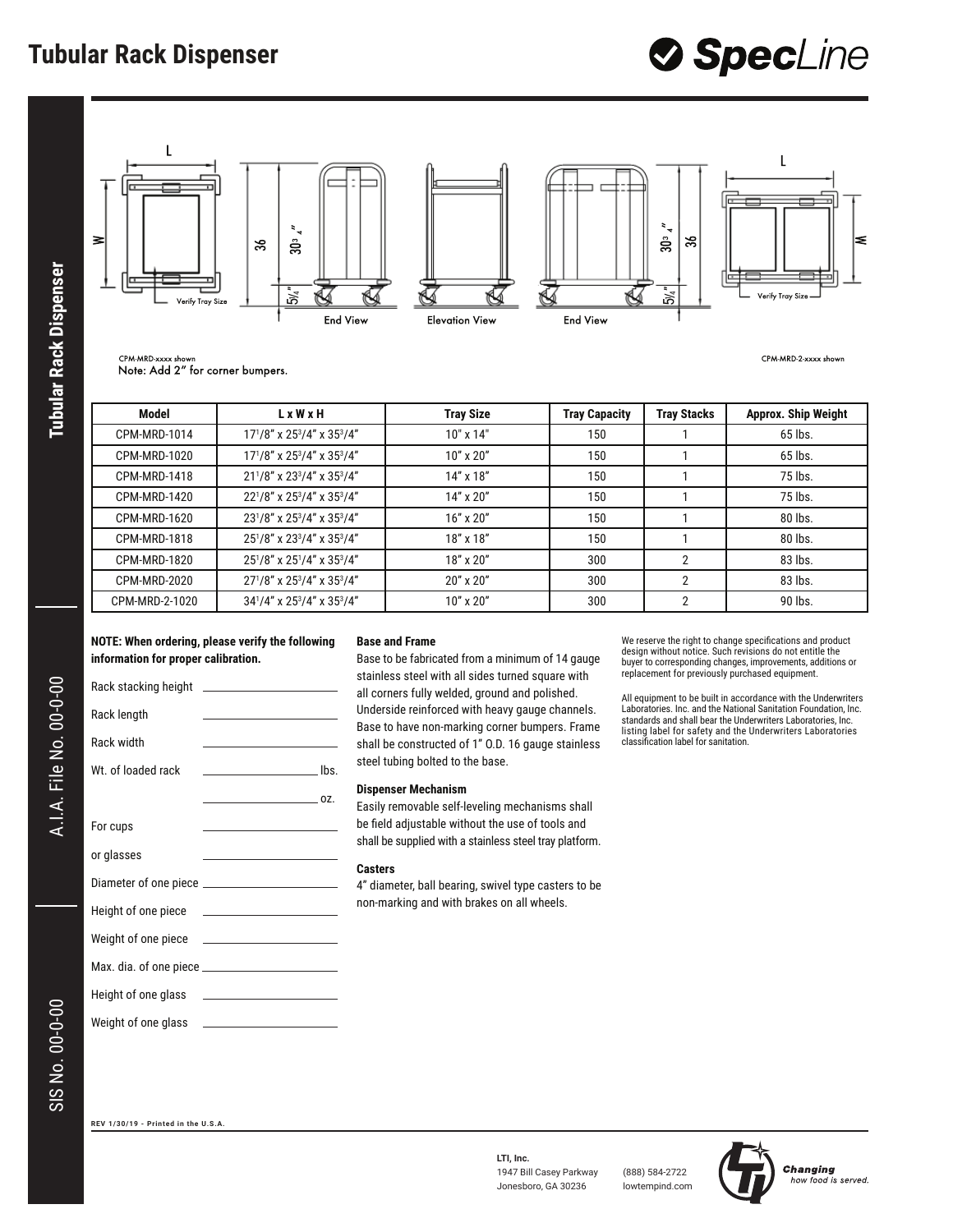# Tubular Rack Dispenser

L

W

Verify Tray Size

36

$30^{3}/_{4}$"

$5^{1}/_{4}$"

End View

Elevation View

End View

$30^{3}/_{4}$"

36

$5^{1}/_{4}$"

L

W

Verify Tray Size

CPM-MRD-xxxx shown

Note: Add 2" for corner bumpers.

CPM-MRD-2-xxxx shown

| Model | L x W x H | Tray Size | Tray Capacity | Tray Stacks | Approx. Ship Weight |
|---|---|---|---|---|---|
| CPM-MRD-1014 | 17 1/8" x 25 3/4" x 35 3/4" | 10" x 14" | 150 | 1 | 65 lbs. |
| CPM-MRD-1020 | 17 1/8" x 25 3/4" x 35 3/4" | 10" x 20" | 150 | 1 | 65 lbs. |
| CPM-MRD-1418 | 21 1/8" x 23 3/4" x 35 3/4" | 14" x 18" | 150 | 1 | 75 lbs. |
| CPM-MRD-1420 | 22 1/8" x 25 3/4" x 35 3/4" | 14" x 20" | 150 | 1 | 75 lbs. |
| CPM-MRD-1620 | 23 1/8" x 25 3/4" x 35 3/4" | 16" x 20" | 150 | 1 | 80 lbs. |
| CPM-MRD-1818 | 25 1/8" x 23 3/4" x 35 3/4" | 18" x 18" | 150 | 1 | 80 lbs. |
| CPM-MRD-1820 | 25 1/8" x 25 1/4" x 35 3/4" | 18" x 20" | 300 | 2 | 83 lbs. |
| CPM-MRD-2020 | 27 1/8" x 25 3/4" x 35 3/4" | 20" x 20" | 300 | 2 | 83 lbs. |
| CPM-MRD-2-1020 | 34 1/4" x 25 3/4" x 35 3/4" | 10" x 20" | 300 | 2 | 90 lbs. |

**NOTE: When ordering, please verify the following information for proper calibration.**

Rack stacking height ____________________

Rack length ____________________

Rack width ____________________

Wt. of loaded rack ____________________ lbs.

____________________ oz.

For cups ____________________

or glasses ____________________

Diameter of one piece ____________________

Height of one piece ____________________

Weight of one piece ____________________

Max. dia. of one piece ____________________

Height of one glass ____________________

Weight of one glass ____________________

### Base and Frame

Base to be fabricated from a minimum of 14 gauge stainless steel with all sides turned square with all corners fully welded, ground and polished. Underside reinforced with heavy gauge channels. Base to have non-marking corner bumpers. Frame shall be constructed of 1" O.D. 16 gauge stainless steel tubing bolted to the base.

### Dispenser Mechanism

Easily removable self-leveling mechanisms shall be field adjustable without the use of tools and shall be supplied with a stainless steel tray platform.

### Casters

4" diameter, ball bearing, swivel type casters to be non-marking and with brakes on all wheels.

We reserve the right to change specifications and product design without notice. Such revisions do not entitle the buyer to corresponding changes, improvements, additions or replacement for previously purchased equipment.

All equipment to be built in accordance with the Underwriters Laboratories. Inc. and the National Sanitation Foundation, Inc. standards and shall bear the Underwriters Laboratories, Inc. listing label for safety and the Underwriters Laboratories classification label for sanitation.

A.I.A. File No. 00-0-00

SIS No. 00-0-00

REV 1/30/19 - Printed in the U.S.A.

**LTI, Inc.**
1947 Bill Casey Parkway
Jonesboro, GA 30236

(888) 584-2722
lowtempind.com

*Changing how food is served.*